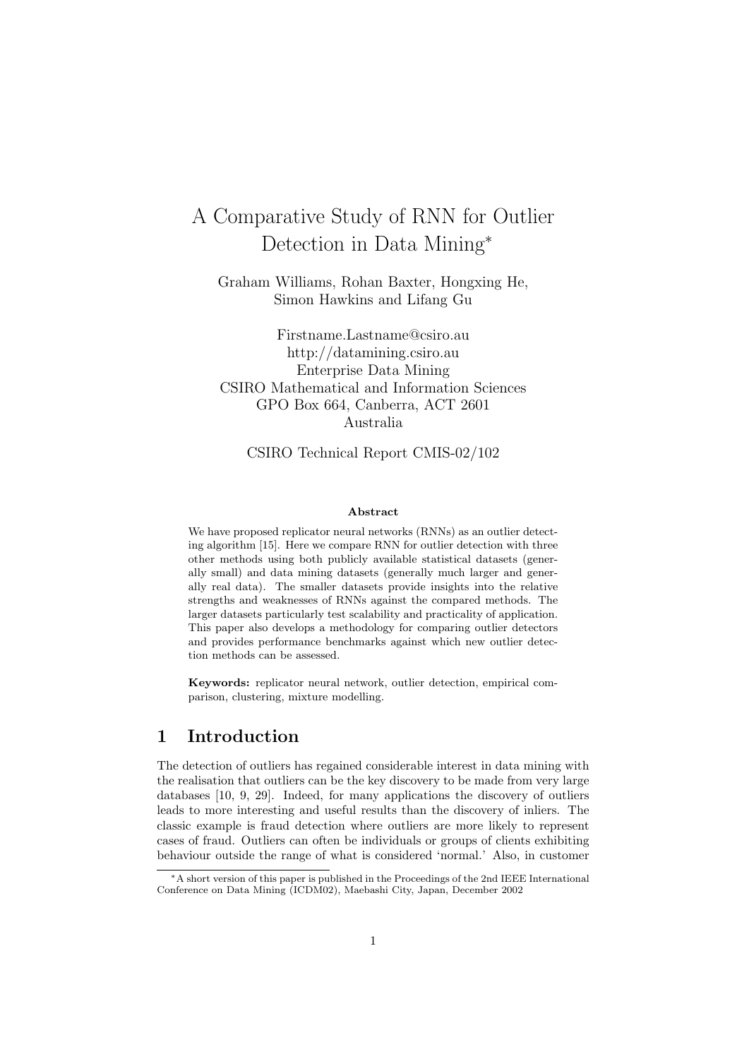# A Comparative Study of RNN for Outlier Detection in Data Mining*

Graham Williams, Rohan Baxter, Hongxing He, Simon Hawkins and Lifang Gu

Firstname.Lastname@csiro.au
http://datamining.csiro.au
Enterprise Data Mining
CSIRO Mathematical and Information Sciences
GPO Box 664, Canberra, ACT 2601
Australia

CSIRO Technical Report CMIS-02/102

**Abstract**

We have proposed replicator neural networks (RNNs) as an outlier detecting algorithm [15]. Here we compare RNN for outlier detection with three other methods using both publicly available statistical datasets (generally small) and data mining datasets (generally much larger and generally real data). The smaller datasets provide insights into the relative strengths and weaknesses of RNNs against the compared methods. The larger datasets particularly test scalability and practicality of application. This paper also develops a methodology for comparing outlier detectors and provides performance benchmarks against which new outlier detection methods can be assessed.

**Keywords:** replicator neural network, outlier detection, empirical comparison, clustering, mixture modelling.

## 1 Introduction

The detection of outliers has regained considerable interest in data mining with the realisation that outliers can be the key discovery to be made from very large databases [10, 9, 29]. Indeed, for many applications the discovery of outliers leads to more interesting and useful results than the discovery of inliers. The classic example is fraud detection where outliers are more likely to represent cases of fraud. Outliers can often be individuals or groups of clients exhibiting behaviour outside the range of what is considered 'normal.' Also, in customer

*A short version of this paper is published in the Proceedings of the 2nd IEEE International Conference on Data Mining (ICDM02), Maebashi City, Japan, December 2002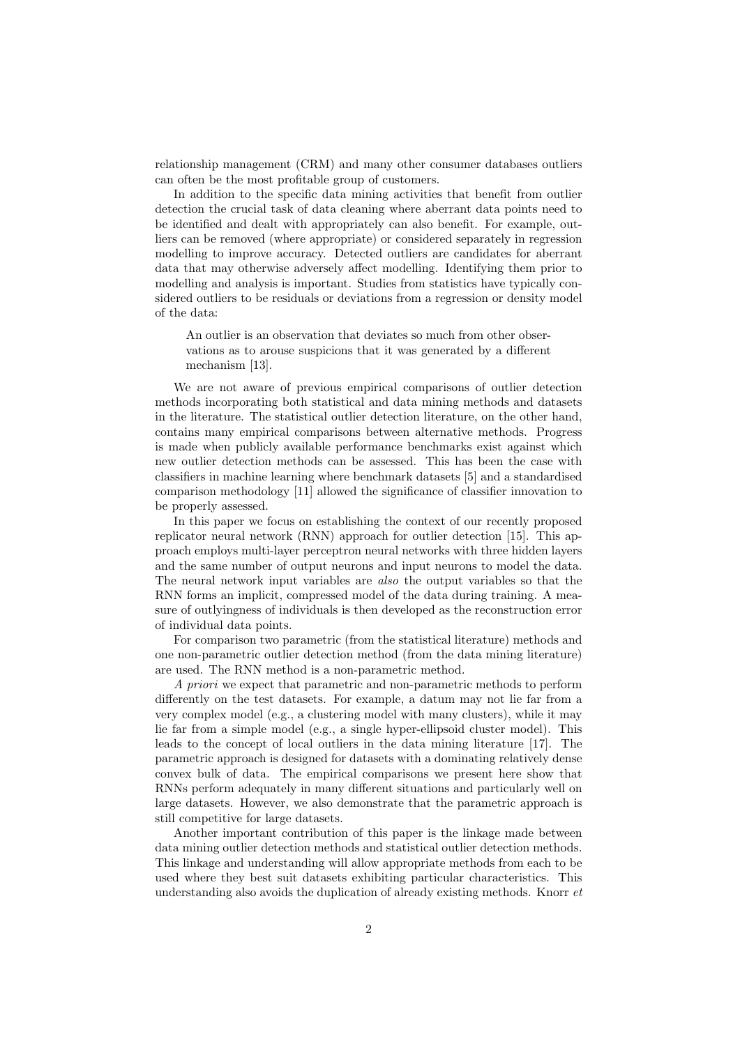relationship management (CRM) and many other consumer databases outliers can often be the most profitable group of customers.

In addition to the specific data mining activities that benefit from outlier detection the crucial task of data cleaning where aberrant data points need to be identified and dealt with appropriately can also benefit. For example, outliers can be removed (where appropriate) or considered separately in regression modelling to improve accuracy. Detected outliers are candidates for aberrant data that may otherwise adversely affect modelling. Identifying them prior to modelling and analysis is important. Studies from statistics have typically considered outliers to be residuals or deviations from a regression or density model of the data:

> An outlier is an observation that deviates so much from other observations as to arouse suspicions that it was generated by a different mechanism [13].

We are not aware of previous empirical comparisons of outlier detection methods incorporating both statistical and data mining methods and datasets in the literature. The statistical outlier detection literature, on the other hand, contains many empirical comparisons between alternative methods. Progress is made when publicly available performance benchmarks exist against which new outlier detection methods can be assessed. This has been the case with classifiers in machine learning where benchmark datasets [5] and a standardised comparison methodology [11] allowed the significance of classifier innovation to be properly assessed.

In this paper we focus on establishing the context of our recently proposed replicator neural network (RNN) approach for outlier detection [15]. This approach employs multi-layer perceptron neural networks with three hidden layers and the same number of output neurons and input neurons to model the data. The neural network input variables are *also* the output variables so that the RNN forms an implicit, compressed model of the data during training. A measure of outlyingness of individuals is then developed as the reconstruction error of individual data points.

For comparison two parametric (from the statistical literature) methods and one non-parametric outlier detection method (from the data mining literature) are used. The RNN method is a non-parametric method.

*A priori* we expect that parametric and non-parametric methods to perform differently on the test datasets. For example, a datum may not lie far from a very complex model (e.g., a clustering model with many clusters), while it may lie far from a simple model (e.g., a single hyper-ellipsoid cluster model). This leads to the concept of local outliers in the data mining literature [17]. The parametric approach is designed for datasets with a dominating relatively dense convex bulk of data. The empirical comparisons we present here show that RNNs perform adequately in many different situations and particularly well on large datasets. However, we also demonstrate that the parametric approach is still competitive for large datasets.

Another important contribution of this paper is the linkage made between data mining outlier detection methods and statistical outlier detection methods. This linkage and understanding will allow appropriate methods from each to be used where they best suit datasets exhibiting particular characteristics. This understanding also avoids the duplication of already existing methods. Knorr *et*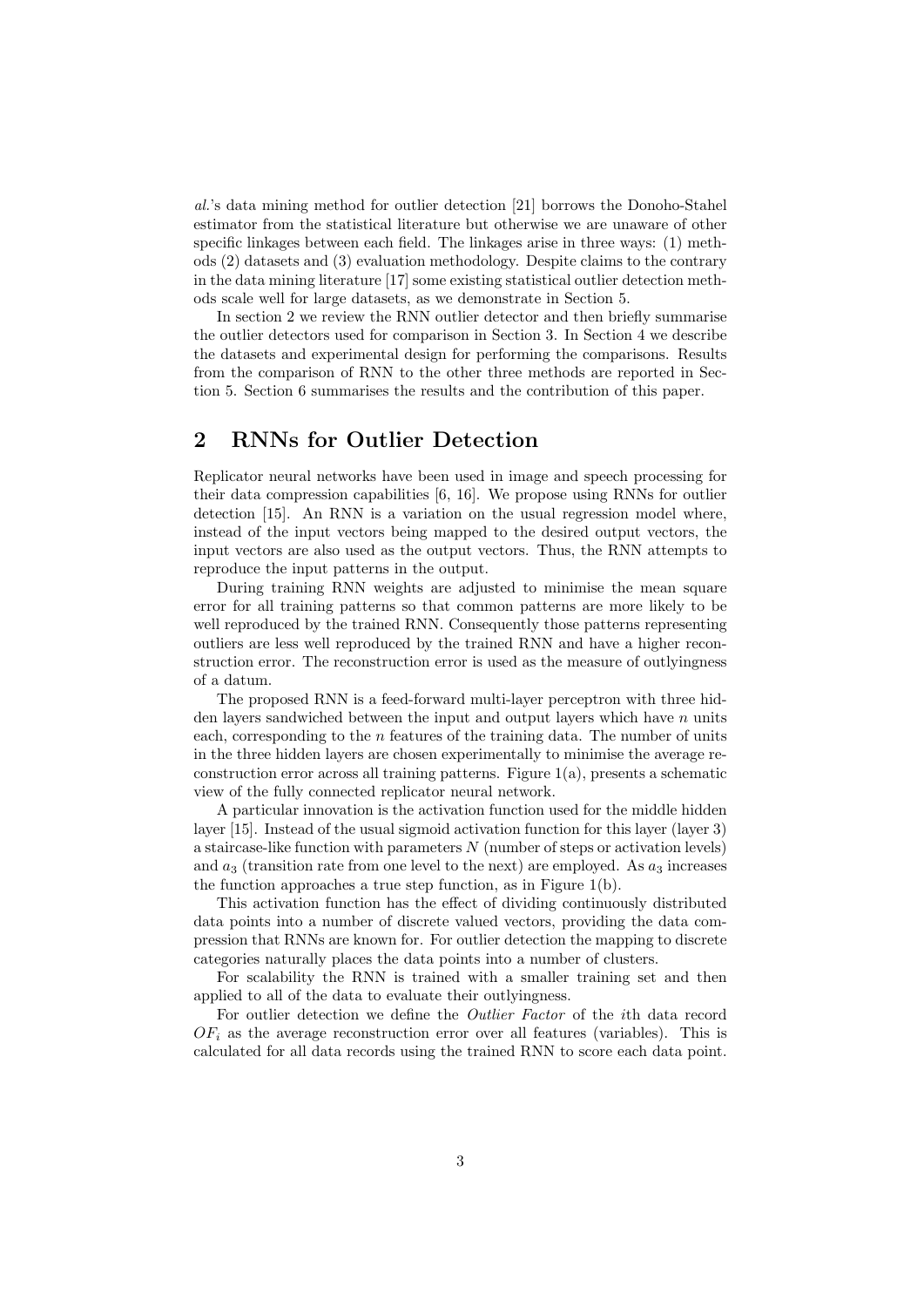*al.*'s data mining method for outlier detection [21] borrows the Donoho-Stahel estimator from the statistical literature but otherwise we are unaware of other specific linkages between each field. The linkages arise in three ways: (1) methods (2) datasets and (3) evaluation methodology. Despite claims to the contrary in the data mining literature [17] some existing statistical outlier detection methods scale well for large datasets, as we demonstrate in Section 5.

In section 2 we review the RNN outlier detector and then briefly summarise the outlier detectors used for comparison in Section 3. In Section 4 we describe the datasets and experimental design for performing the comparisons. Results from the comparison of RNN to the other three methods are reported in Section 5. Section 6 summarises the results and the contribution of this paper.

## 2 RNNs for Outlier Detection

Replicator neural networks have been used in image and speech processing for their data compression capabilities [6, 16]. We propose using RNNs for outlier detection [15]. An RNN is a variation on the usual regression model where, instead of the input vectors being mapped to the desired output vectors, the input vectors are also used as the output vectors. Thus, the RNN attempts to reproduce the input patterns in the output.

During training RNN weights are adjusted to minimise the mean square error for all training patterns so that common patterns are more likely to be well reproduced by the trained RNN. Consequently those patterns representing outliers are less well reproduced by the trained RNN and have a higher reconstruction error. The reconstruction error is used as the measure of outlyingness of a datum.

The proposed RNN is a feed-forward multi-layer perceptron with three hidden layers sandwiched between the input and output layers which have $n$ units each, corresponding to the $n$ features of the training data. The number of units in the three hidden layers are chosen experimentally to minimise the average reconstruction error across all training patterns. Figure 1(a), presents a schematic view of the fully connected replicator neural network.

A particular innovation is the activation function used for the middle hidden layer [15]. Instead of the usual sigmoid activation function for this layer (layer 3) a staircase-like function with parameters $N$ (number of steps or activation levels) and $a_3$ (transition rate from one level to the next) are employed. As $a_3$ increases the function approaches a true step function, as in Figure 1(b).

This activation function has the effect of dividing continuously distributed data points into a number of discrete valued vectors, providing the data compression that RNNs are known for. For outlier detection the mapping to discrete categories naturally places the data points into a number of clusters.

For scalability the RNN is trained with a smaller training set and then applied to all of the data to evaluate their outlyingness.

For outlier detection we define the *Outlier Factor* of the $i$th data record $OF_i$ as the average reconstruction error over all features (variables). This is calculated for all data records using the trained RNN to score each data point.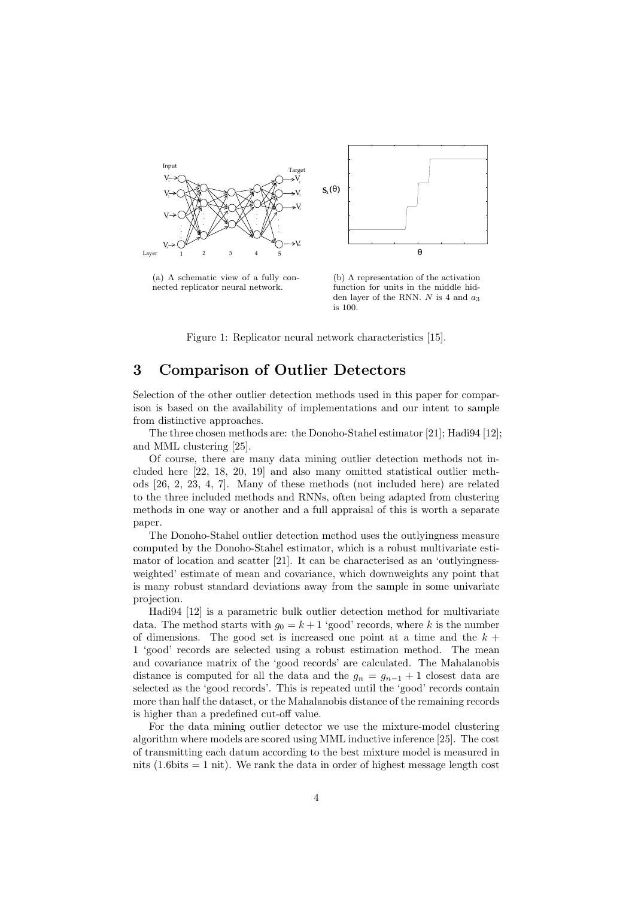(a) A schematic view of a fully connected replicator neural network.

(b) A representation of the activation function for units in the middle hidden layer of the RNN. $N$ is 4 and $a_3$ is 100.

Figure 1: Replicator neural network characteristics [15].

# 3 Comparison of Outlier Detectors

Selection of the other outlier detection methods used in this paper for comparison is based on the availability of implementations and our intent to sample from distinctive approaches.

The three chosen methods are: the Donoho-Stahel estimator [21]; Hadi94 [12]; and MML clustering [25].

Of course, there are many data mining outlier detection methods not included here [22, 18, 20, 19] and also many omitted statistical outlier methods [26, 2, 23, 4, 7]. Many of these methods (not included here) are related to the three included methods and RNNs, often being adapted from clustering methods in one way or another and a full appraisal of this is worth a separate paper.

The Donoho-Stahel outlier detection method uses the outlyingness measure computed by the Donoho-Stahel estimator, which is a robust multivariate estimator of location and scatter [21]. It can be characterised as an 'outlyingness-weighted' estimate of mean and covariance, which downweights any point that is many robust standard deviations away from the sample in some univariate projection.

Hadi94 [12] is a parametric bulk outlier detection method for multivariate data. The method starts with $g_0 = k + 1$ 'good' records, where $k$ is the number of dimensions. The good set is increased one point at a time and the $k + 1$ 'good' records are selected using a robust estimation method. The mean and covariance matrix of the 'good records' are calculated. The Mahalanobis distance is computed for all the data and the $g_n = g_{n-1} + 1$ closest data are selected as the 'good records'. This is repeated until the 'good' records contain more than half the dataset, or the Mahalanobis distance of the remaining records is higher than a predefined cut-off value.

For the data mining outlier detector we use the mixture-model clustering algorithm where models are scored using MML inductive inference [25]. The cost of transmitting each datum according to the best mixture model is measured in nits (1.6bits = 1 nit). We rank the data in order of highest message length cost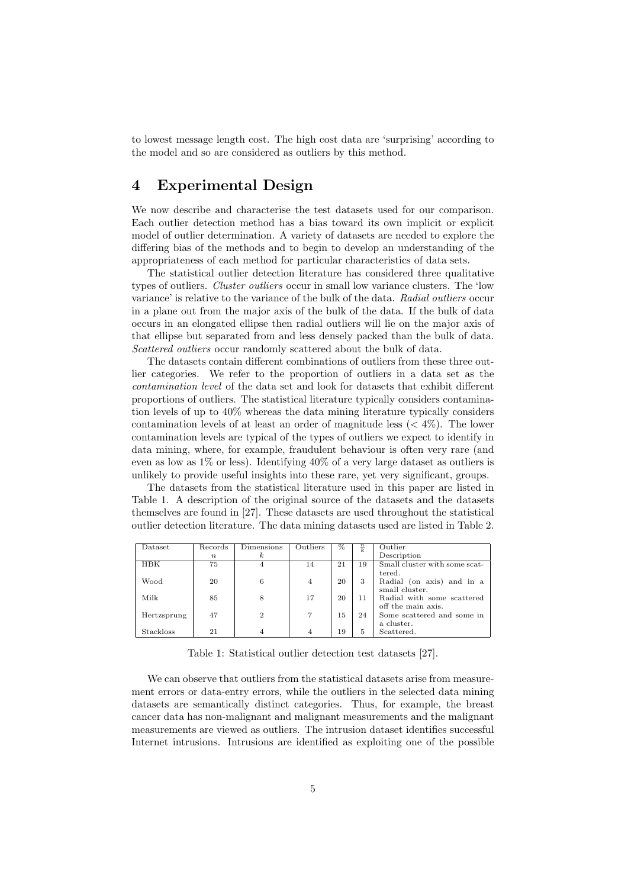to lowest message length cost. The high cost data are 'surprising' according to the model and so are considered as outliers by this method.

## 4 Experimental Design

We now describe and characterise the test datasets used for our comparison. Each outlier detection method has a bias toward its own implicit or explicit model of outlier determination. A variety of datasets are needed to explore the differing bias of the methods and to begin to develop an understanding of the appropriateness of each method for particular characteristics of data sets.

The statistical outlier detection literature has considered three qualitative types of outliers. *Cluster outliers* occur in small low variance clusters. The 'low variance' is relative to the variance of the bulk of the data. *Radial outliers* occur in a plane out from the major axis of the bulk of the data. If the bulk of data occurs in an elongated ellipse then radial outliers will lie on the major axis of that ellipse but separated from and less densely packed than the bulk of data. *Scattered outliers* occur randomly scattered about the bulk of data.

The datasets contain different combinations of outliers from these three outlier categories. We refer to the proportion of outliers in a data set as the *contamination level* of the data set and look for datasets that exhibit different proportions of outliers. The statistical literature typically considers contamination levels of up to 40% whereas the data mining literature typically considers contamination levels of at least an order of magnitude less ($< 4\%$). The lower contamination levels are typical of the types of outliers we expect to identify in data mining, where, for example, fraudulent behaviour is often very rare (and even as low as 1% or less). Identifying 40% of a very large dataset as outliers is unlikely to provide useful insights into these rare, yet very significant, groups.

The datasets from the statistical literature used in this paper are listed in Table 1. A description of the original source of the datasets and the datasets themselves are found in [27]. These datasets are used throughout the statistical outlier detection literature. The data mining datasets used are listed in Table 2.

| Dataset | Records $n$ | Dimensions $k$ | Outliers | % | $\frac{n}{k}$ | Outlier Description |
|---|---|---|---|---|---|---|
| HBK | 75 | 4 | 14 | 21 | 19 | Small cluster with some scattered. |
| Wood | 20 | 6 | 4 | 20 | 3 | Radial (on axis) and in a small cluster. |
| Milk | 85 | 8 | 17 | 20 | 11 | Radial with some scattered off the main axis. |
| Hertzsprung | 47 | 2 | 7 | 15 | 24 | Some scattered and some in a cluster. |
| Stackloss | 21 | 4 | 4 | 19 | 5 | Scattered. |

Table 1: Statistical outlier detection test datasets [27].

We can observe that outliers from the statistical datasets arise from measurement errors or data-entry errors, while the outliers in the selected data mining datasets are semantically distinct categories. Thus, for example, the breast cancer data has non-malignant and malignant measurements and the malignant measurements are viewed as outliers. The intrusion dataset identifies successful Internet intrusions. Intrusions are identified as exploiting one of the possible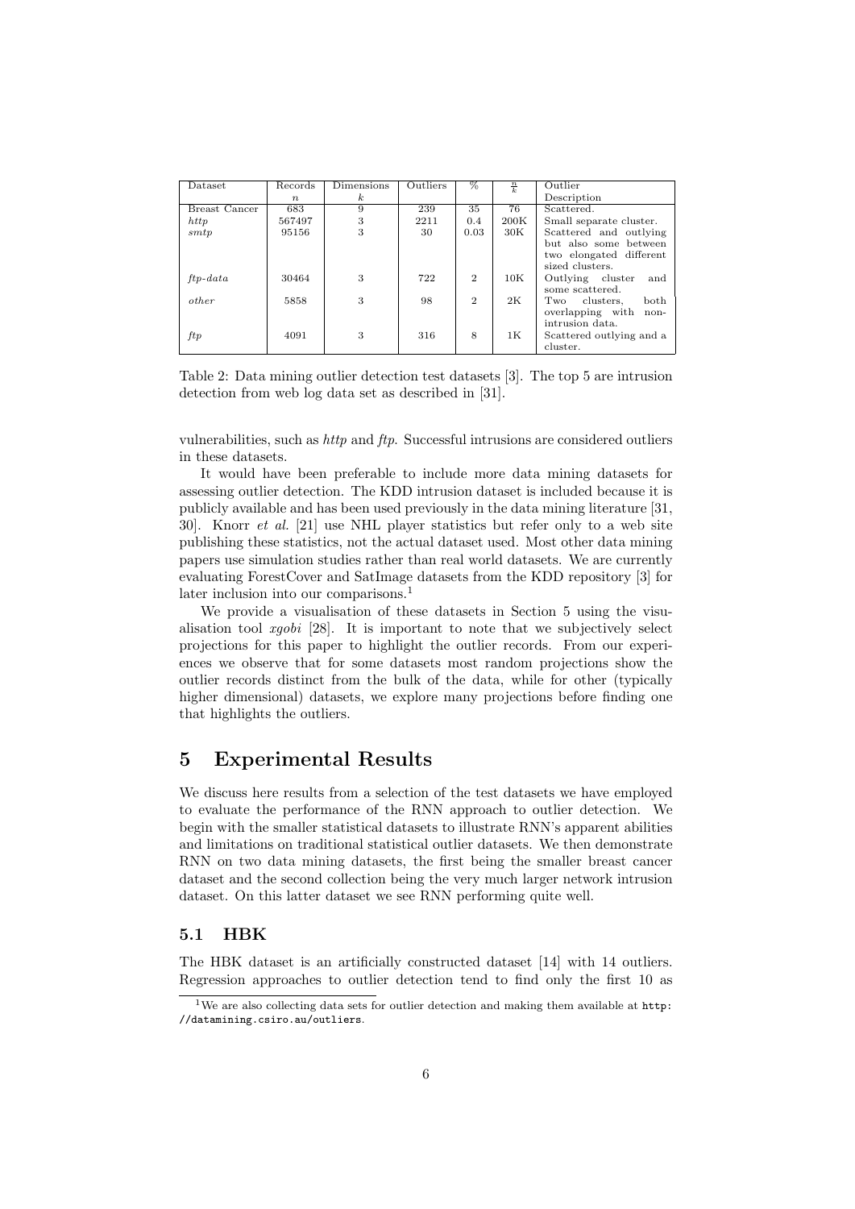| Dataset | Records $n$ | Dimensions $k$ | Outliers | % | $\frac{n}{k}$ | Outlier Description |
|---|---|---|---|---|---|---|
| Breast Cancer | 683 | 9 | 239 | 35 | 76 | Scattered. |
| *http* | 567497 | 3 | 2211 | 0.4 | 200K | Small separate cluster. |
| *smtp* | 95156 | 3 | 30 | 0.03 | 30K | Scattered and outlying but also some between two elongated different sized clusters. |
| *ftp-data* | 30464 | 3 | 722 | 2 | 10K | Outlying cluster and some scattered. |
| *other* | 5858 | 3 | 98 | 2 | 2K | Two clusters, both overlapping with non-intrusion data. |
| *ftp* | 4091 | 3 | 316 | 8 | 1K | Scattered outlying and a cluster. |

Table 2: Data mining outlier detection test datasets [3]. The top 5 are intrusion detection from web log data set as described in [31].

vulnerabilities, such as *http* and *ftp*. Successful intrusions are considered outliers in these datasets.

It would have been preferable to include more data mining datasets for assessing outlier detection. The KDD intrusion dataset is included because it is publicly available and has been used previously in the data mining literature [31, 30]. Knorr *et al.* [21] use NHL player statistics but refer only to a web site publishing these statistics, not the actual dataset used. Most other data mining papers use simulation studies rather than real world datasets. We are currently evaluating ForestCover and SatImage datasets from the KDD repository [3] for later inclusion into our comparisons.[1]

We provide a visualisation of these datasets in Section 5 using the visualisation tool *xgobi* [28]. It is important to note that we subjectively select projections for this paper to highlight the outlier records. From our experiences we observe that for some datasets most random projections show the outlier records distinct from the bulk of the data, while for other (typically higher dimensional) datasets, we explore many projections before finding one that highlights the outliers.

# 5 Experimental Results

We discuss here results from a selection of the test datasets we have employed to evaluate the performance of the RNN approach to outlier detection. We begin with the smaller statistical datasets to illustrate RNN's apparent abilities and limitations on traditional statistical outlier datasets. We then demonstrate RNN on two data mining datasets, the first being the smaller breast cancer dataset and the second collection being the very much larger network intrusion dataset. On this latter dataset we see RNN performing quite well.

## 5.1 HBK

The HBK dataset is an artificially constructed dataset [14] with 14 outliers. Regression approaches to outlier detection tend to find only the first 10 as

[1] We are also collecting data sets for outlier detection and making them available at `http://datamining.csiro.au/outliers`.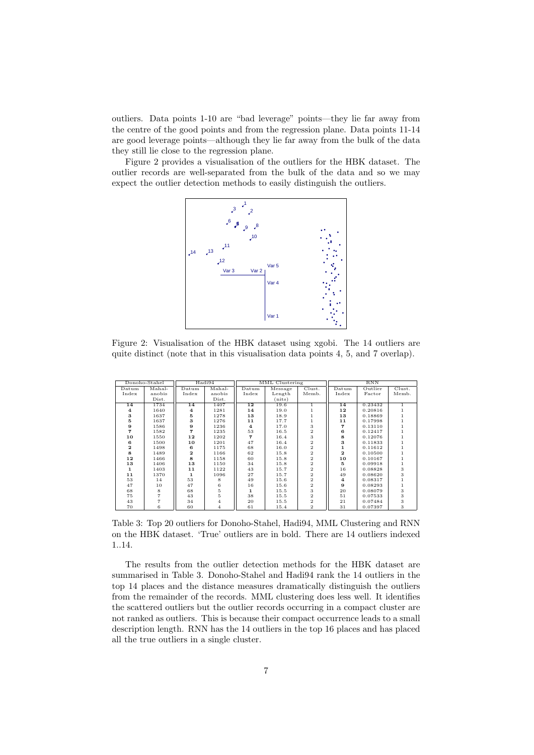outliers. Data points 1-10 are "bad leverage" points—they lie far away from the centre of the good points and from the regression plane. Data points 11-14 are good leverage points—although they lie far away from the bulk of the data they still lie close to the regression plane.

Figure 2 provides a visualisation of the outliers for the HBK dataset. The outlier records are well-separated from the bulk of the data and so we may expect the outlier detection methods to easily distinguish the outliers.

Figure 2: Visualisation of the HBK dataset using xgobi. The 14 outliers are quite distinct (note that in this visualisation data points 4, 5, and 7 overlap).

| Donoho-Stahel | | Hadi94 | | MML Clustering | | | RNN | | |
|---|---|---|---|---|---|---|---|---|---|
| Datum Index | Mahalanobis Dist. | Datum Index | Mahalanobis Dist. | Datum Index | Message Length (nits) | Clust. Memb. | Datum Index | Outlier Factor | Clust. Memb. |
| **14** | 1734 | **14** | 1407 | **12** | 19.6 | 1 | **14** | 0.23432 | 1 |
| **4** | 1640 | **4** | 1281 | **14** | 19.0 | 1 | **12** | 0.20816 | 1 |
| **3** | 1637 | **5** | 1278 | **13** | 18.9 | 1 | **13** | 0.18869 | 1 |
| **5** | 1637 | **3** | 1276 | **11** | 17.7 | 1 | **11** | 0.17998 | 1 |
| **9** | 1586 | **9** | 1236 | **4** | 17.0 | 3 | **7** | 0.13110 | 1 |
| **7** | 1582 | **7** | 1235 | 53 | 16.5 | 2 | **6** | 0.12417 | 1 |
| **10** | 1550 | **12** | 1202 | **7** | 16.4 | 3 | **8** | 0.12076 | 1 |
| **6** | 1500 | **10** | 1201 | 47 | 16.4 | 2 | **3** | 0.11833 | 1 |
| **2** | 1498 | **6** | 1175 | 68 | 16.0 | 2 | **1** | 0.11612 | 1 |
| **8** | 1489 | **2** | 1166 | 62 | 15.8 | 2 | **2** | 0.10500 | 1 |
| **12** | 1466 | **8** | 1158 | 60 | 15.8 | 2 | **10** | 0.10167 | 1 |
| **13** | 1406 | **13** | 1150 | 34 | 15.8 | 2 | **5** | 0.09918 | 1 |
| **1** | 1403 | **11** | 1122 | 43 | 15.7 | 2 | 16 | 0.08828 | 3 |
| **11** | 1370 | **1** | 1096 | 27 | 15.7 | 2 | 49 | 0.08620 | 3 |
| 53 | 14 | 53 | 8 | 49 | 15.6 | 2 | **4** | 0.08317 | 1 |
| 47 | 10 | 47 | 6 | 16 | 15.6 | 2 | **9** | 0.08293 | 1 |
| 68 | 8 | 68 | 5 | **1** | 15.5 | 3 | 20 | 0.08079 | 3 |
| 75 | 7 | 43 | 5 | 38 | 15.5 | 2 | 51 | 0.07533 | 3 |
| 43 | 7 | 34 | 4 | 20 | 15.5 | 2 | 21 | 0.07484 | 3 |
| 70 | 6 | 60 | 4 | 61 | 15.4 | 2 | 31 | 0.07397 | 3 |

Table 3: Top 20 outliers for Donoho-Stahel, Hadi94, MML Clustering and RNN on the HBK dataset. 'True' outliers are in bold. There are 14 outliers indexed 1..14.

The results from the outlier detection methods for the HBK dataset are summarised in Table 3. Donoho-Stahel and Hadi94 rank the 14 outliers in the top 14 places and the distance measures dramatically distinguish the outliers from the remainder of the records. MML clustering does less well. It identifies the scattered outliers but the outlier records occurring in a compact cluster are not ranked as outliers. This is because their compact occurrence leads to a small description length. RNN has the 14 outliers in the top 16 places and has placed all the true outliers in a single cluster.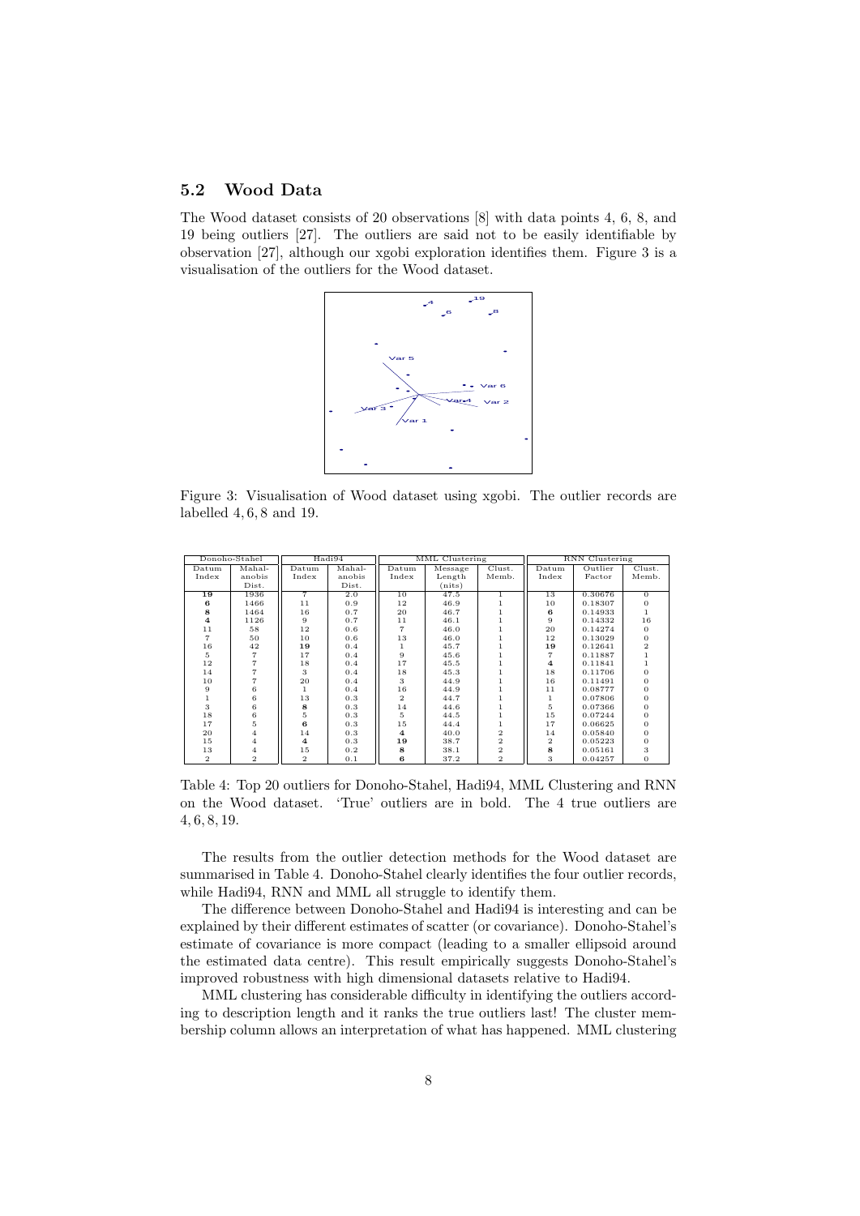## 5.2 Wood Data

The Wood dataset consists of 20 observations [8] with data points 4, 6, 8, and 19 being outliers [27]. The outliers are said not to be easily identifiable by observation [27], although our xgobi exploration identifies them. Figure 3 is a visualisation of the outliers for the Wood dataset.

Figure 3: Visualisation of Wood dataset using xgobi. The outlier records are labelled 4, 6, 8 and 19.

| Donoho-Stahel | | Hadi94 | | MML Clustering | | | RNN Clustering | | |
|---|---|---|---|---|---|---|---|---|---|
| Datum Index | Mahal-anobis Dist. | Datum Index | Mahal-anobis Dist. | Datum Index | Message Length (nits) | Clust. Memb. | Datum Index | Outlier Factor | Clust. Memb. |
| **19** | 1936 | 7 | 2.0 | 10 | 47.5 | 1 | 13 | 0.30676 | 0 |
| **6** | 1466 | 11 | 0.9 | 12 | 46.9 | 1 | 10 | 0.18307 | 0 |
| **8** | 1464 | 16 | 0.7 | 20 | 46.7 | 1 | **6** | 0.14933 | 1 |
| **4** | 1126 | 9 | 0.7 | 11 | 46.1 | 1 | 9 | 0.14332 | 16 |
| 11 | 58 | 12 | 0.6 | 7 | 46.0 | 1 | 20 | 0.14274 | 0 |
| 7 | 50 | 10 | 0.6 | 13 | 46.0 | 1 | 12 | 0.13029 | 0 |
| 16 | 42 | **19** | 0.4 | 1 | 45.7 | 1 | **19** | 0.12641 | 2 |
| 5 | 7 | 17 | 0.4 | 9 | 45.6 | 1 | 7 | 0.11887 | 1 |
| 12 | 7 | 18 | 0.4 | 17 | 45.5 | 1 | **4** | 0.11841 | 1 |
| 14 | 7 | 3 | 0.4 | 18 | 45.3 | 1 | 18 | 0.11706 | 0 |
| 10 | 7 | 20 | 0.4 | 3 | 44.9 | 1 | 16 | 0.11491 | 0 |
| 9 | 6 | 1 | 0.4 | 16 | 44.9 | 1 | 11 | 0.08777 | 0 |
| 1 | 6 | 13 | 0.3 | 2 | 44.7 | 1 | 1 | 0.07806 | 0 |
| 3 | 6 | **8** | 0.3 | 14 | 44.6 | 1 | 5 | 0.07366 | 0 |
| 18 | 6 | 5 | 0.3 | 5 | 44.5 | 1 | 15 | 0.07244 | 0 |
| 17 | 5 | **6** | 0.3 | 15 | 44.4 | 1 | 17 | 0.06625 | 0 |
| 20 | 4 | 14 | 0.3 | **4** | 40.0 | 2 | 14 | 0.05840 | 0 |
| 15 | 4 | **4** | 0.3 | **19** | 38.7 | 2 | 2 | 0.05223 | 0 |
| 13 | 4 | 15 | 0.2 | **8** | 38.1 | 2 | **8** | 0.05161 | 3 |
| 2 | 2 | 2 | 0.1 | **6** | 37.2 | 2 | 3 | 0.04257 | 0 |

Table 4: Top 20 outliers for Donoho-Stahel, Hadi94, MML Clustering and RNN on the Wood dataset. 'True' outliers are in bold. The 4 true outliers are 4, 6, 8, 19.

The results from the outlier detection methods for the Wood dataset are summarised in Table 4. Donoho-Stahel clearly identifies the four outlier records, while Hadi94, RNN and MML all struggle to identify them.

The difference between Donoho-Stahel and Hadi94 is interesting and can be explained by their different estimates of scatter (or covariance). Donoho-Stahel's estimate of covariance is more compact (leading to a smaller ellipsoid around the estimated data centre). This result empirically suggests Donoho-Stahel's improved robustness with high dimensional datasets relative to Hadi94.

MML clustering has considerable difficulty in identifying the outliers according to description length and it ranks the true outliers last! The cluster membership column allows an interpretation of what has happened. MML clustering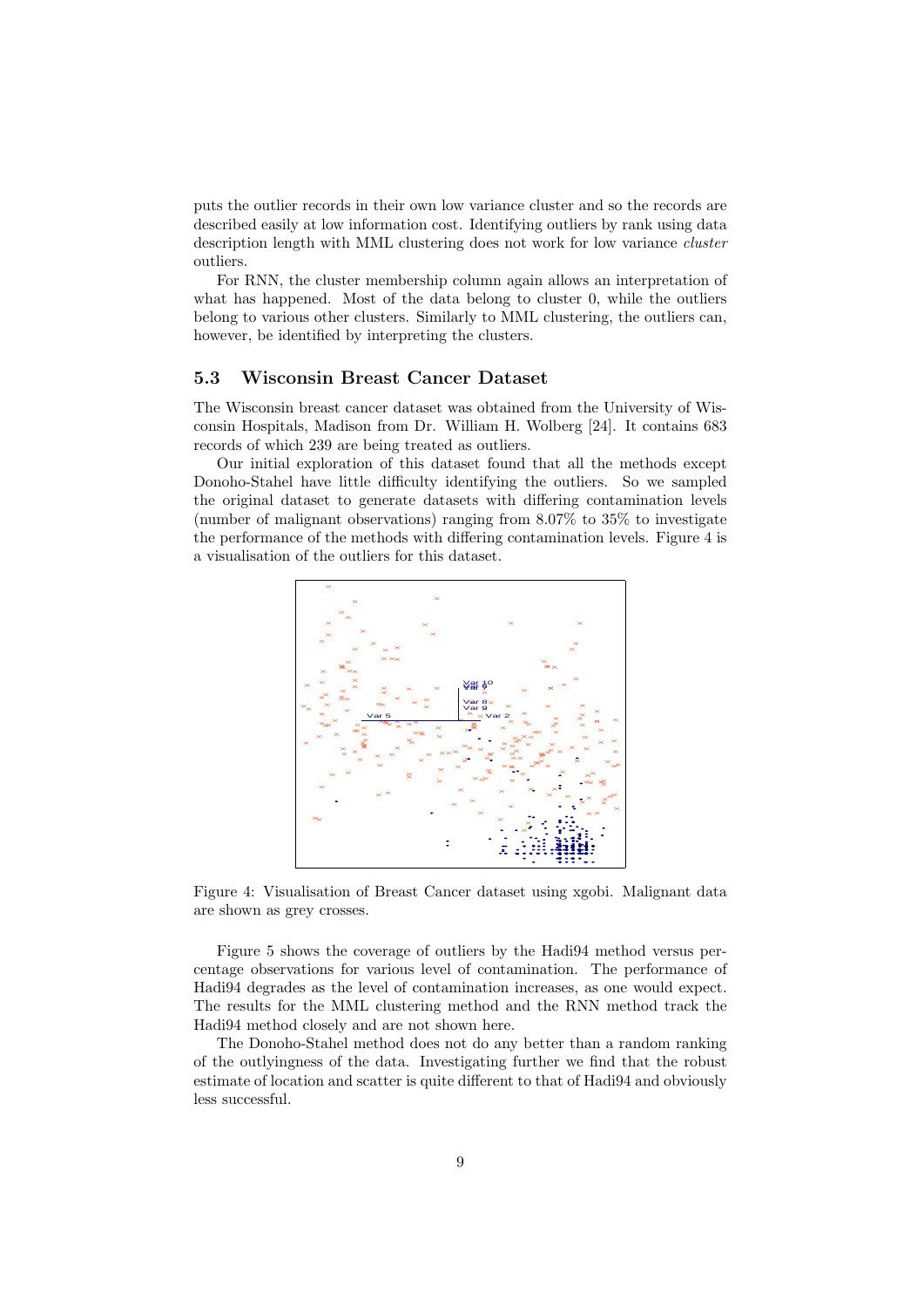puts the outlier records in their own low variance cluster and so the records are described easily at low information cost. Identifying outliers by rank using data description length with MML clustering does not work for low variance *cluster* outliers.

For RNN, the cluster membership column again allows an interpretation of what has happened. Most of the data belong to cluster 0, while the outliers belong to various other clusters. Similarly to MML clustering, the outliers can, however, be identified by interpreting the clusters.

### 5.3 Wisconsin Breast Cancer Dataset

The Wisconsin breast cancer dataset was obtained from the University of Wisconsin Hospitals, Madison from Dr. William H. Wolberg [24]. It contains 683 records of which 239 are being treated as outliers.

Our initial exploration of this dataset found that all the methods except Donoho-Stahel have little difficulty identifying the outliers. So we sampled the original dataset to generate datasets with differing contamination levels (number of malignant observations) ranging from 8.07% to 35% to investigate the performance of the methods with differing contamination levels. Figure 4 is a visualisation of the outliers for this dataset.

Figure 4: Visualisation of Breast Cancer dataset using xgobi. Malignant data are shown as grey crosses.

Figure 5 shows the coverage of outliers by the Hadi94 method versus percentage observations for various level of contamination. The performance of Hadi94 degrades as the level of contamination increases, as one would expect. The results for the MML clustering method and the RNN method track the Hadi94 method closely and are not shown here.

The Donoho-Stahel method does not do any better than a random ranking of the outlyingness of the data. Investigating further we find that the robust estimate of location and scatter is quite different to that of Hadi94 and obviously less successful.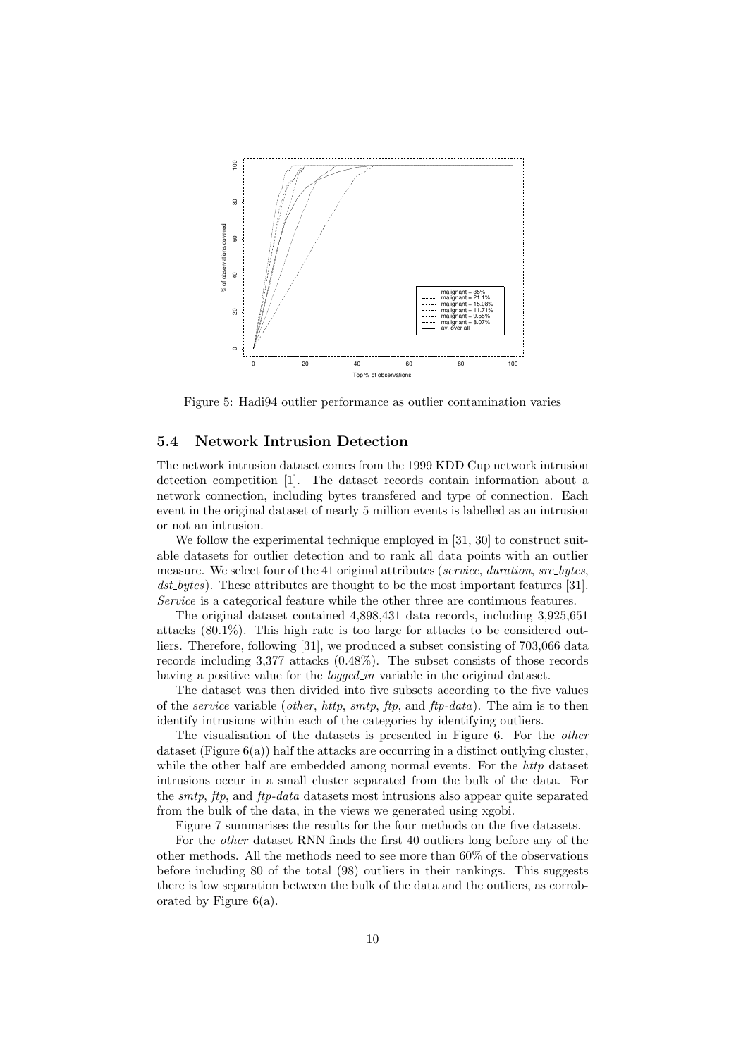Figure 5: Hadi94 outlier performance as outlier contamination varies

## 5.4 Network Intrusion Detection

The network intrusion dataset comes from the 1999 KDD Cup network intrusion detection competition [1]. The dataset records contain information about a network connection, including bytes transfered and type of connection. Each event in the original dataset of nearly 5 million events is labelled as an intrusion or not an intrusion.

We follow the experimental technique employed in [31, 30] to construct suitable datasets for outlier detection and to rank all data points with an outlier measure. We select four of the 41 original attributes (*service*, *duration*, *src_bytes*, *dst_bytes*). These attributes are thought to be the most important features [31]. *Service* is a categorical feature while the other three are continuous features.

The original dataset contained 4,898,431 data records, including 3,925,651 attacks (80.1%). This high rate is too large for attacks to be considered outliers. Therefore, following [31], we produced a subset consisting of 703,066 data records including 3,377 attacks (0.48%). The subset consists of those records having a positive value for the *logged_in* variable in the original dataset.

The dataset was then divided into five subsets according to the five values of the *service* variable (*other*, *http*, *smtp*, *ftp*, and *ftp-data*). The aim is to then identify intrusions within each of the categories by identifying outliers.

The visualisation of the datasets is presented in Figure 6. For the *other* dataset (Figure 6(a)) half the attacks are occurring in a distinct outlying cluster, while the other half are embedded among normal events. For the *http* dataset intrusions occur in a small cluster separated from the bulk of the data. For the *smtp*, *ftp*, and *ftp-data* datasets most intrusions also appear quite separated from the bulk of the data, in the views we generated using xgobi.

Figure 7 summarises the results for the four methods on the five datasets.

For the *other* dataset RNN finds the first 40 outliers long before any of the other methods. All the methods need to see more than 60% of the observations before including 80 of the total (98) outliers in their rankings. This suggests there is low separation between the bulk of the data and the outliers, as corroborated by Figure 6(a).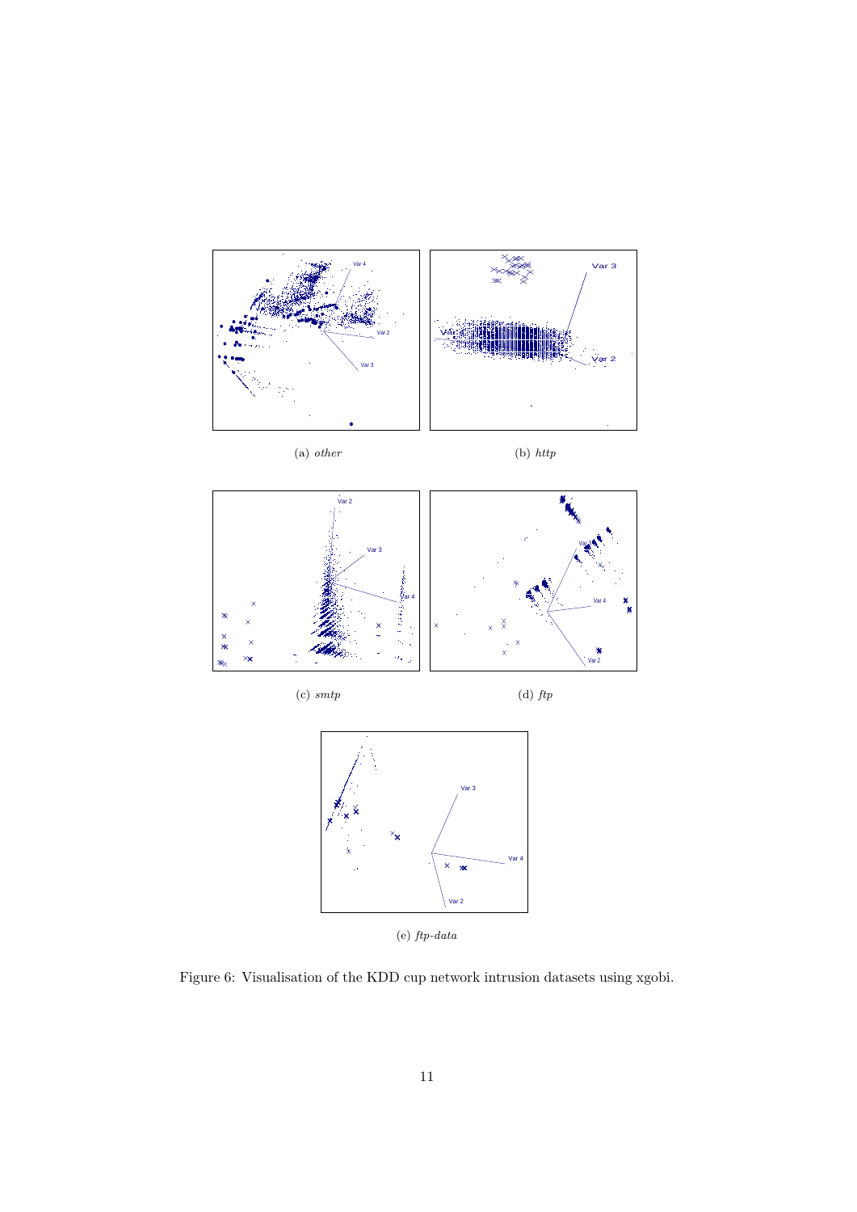(a) *other*

(b) *http*

(c) *smtp*

(d) *ftp*

(e) *ftp-data*

Figure 6: Visualisation of the KDD cup network intrusion datasets using xgobi.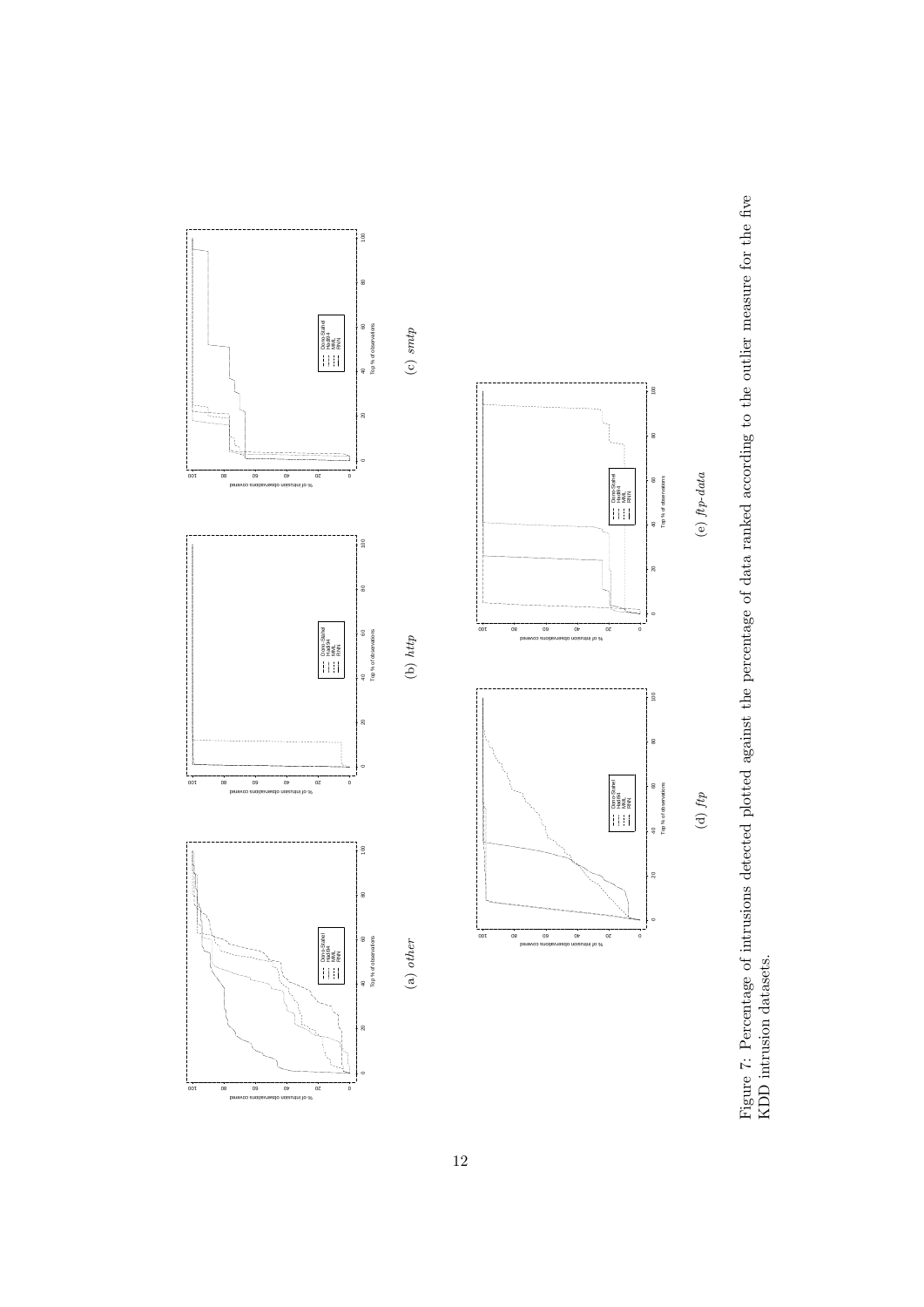(a) *other*

(b) *http*

(c) *smtp*

(d) *ftp*

(e) *ftp-data*

Figure 7: Percentage of intrusions detected plotted against the percentage of data ranked according to the outlier measure for the five KDD intrusion datasets.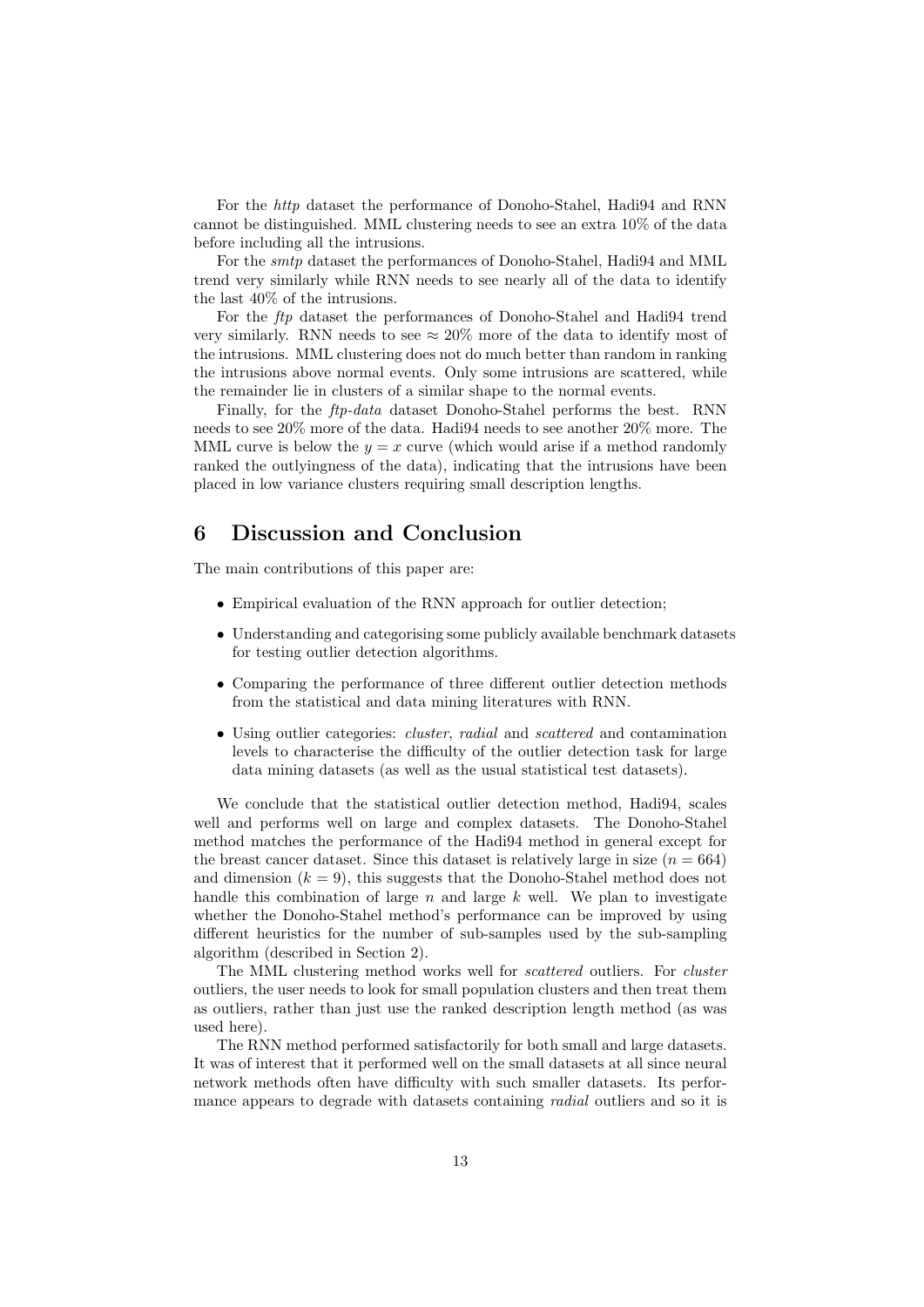For the *http* dataset the performance of Donoho-Stahel, Hadi94 and RNN cannot be distinguished. MML clustering needs to see an extra 10% of the data before including all the intrusions.

For the *smtp* dataset the performances of Donoho-Stahel, Hadi94 and MML trend very similarly while RNN needs to see nearly all of the data to identify the last 40% of the intrusions.

For the *ftp* dataset the performances of Donoho-Stahel and Hadi94 trend very similarly. RNN needs to see $\approx 20\%$ more of the data to identify most of the intrusions. MML clustering does not do much better than random in ranking the intrusions above normal events. Only some intrusions are scattered, while the remainder lie in clusters of a similar shape to the normal events.

Finally, for the *ftp-data* dataset Donoho-Stahel performs the best. RNN needs to see 20% more of the data. Hadi94 needs to see another 20% more. The MML curve is below the $y = x$ curve (which would arise if a method randomly ranked the outlyingness of the data), indicating that the intrusions have been placed in low variance clusters requiring small description lengths.

## 6 Discussion and Conclusion

The main contributions of this paper are:

- Empirical evaluation of the RNN approach for outlier detection;
- Understanding and categorising some publicly available benchmark datasets for testing outlier detection algorithms.
- Comparing the performance of three different outlier detection methods from the statistical and data mining literatures with RNN.
- Using outlier categories: *cluster*, *radial* and *scattered* and contamination levels to characterise the difficulty of the outlier detection task for large data mining datasets (as well as the usual statistical test datasets).

We conclude that the statistical outlier detection method, Hadi94, scales well and performs well on large and complex datasets. The Donoho-Stahel method matches the performance of the Hadi94 method in general except for the breast cancer dataset. Since this dataset is relatively large in size ($n = 664$) and dimension ($k = 9$), this suggests that the Donoho-Stahel method does not handle this combination of large $n$ and large $k$ well. We plan to investigate whether the Donoho-Stahel method's performance can be improved by using different heuristics for the number of sub-samples used by the sub-sampling algorithm (described in Section 2).

The MML clustering method works well for *scattered* outliers. For *cluster* outliers, the user needs to look for small population clusters and then treat them as outliers, rather than just use the ranked description length method (as was used here).

The RNN method performed satisfactorily for both small and large datasets. It was of interest that it performed well on the small datasets at all since neural network methods often have difficulty with such smaller datasets. Its performance appears to degrade with datasets containing *radial* outliers and so it is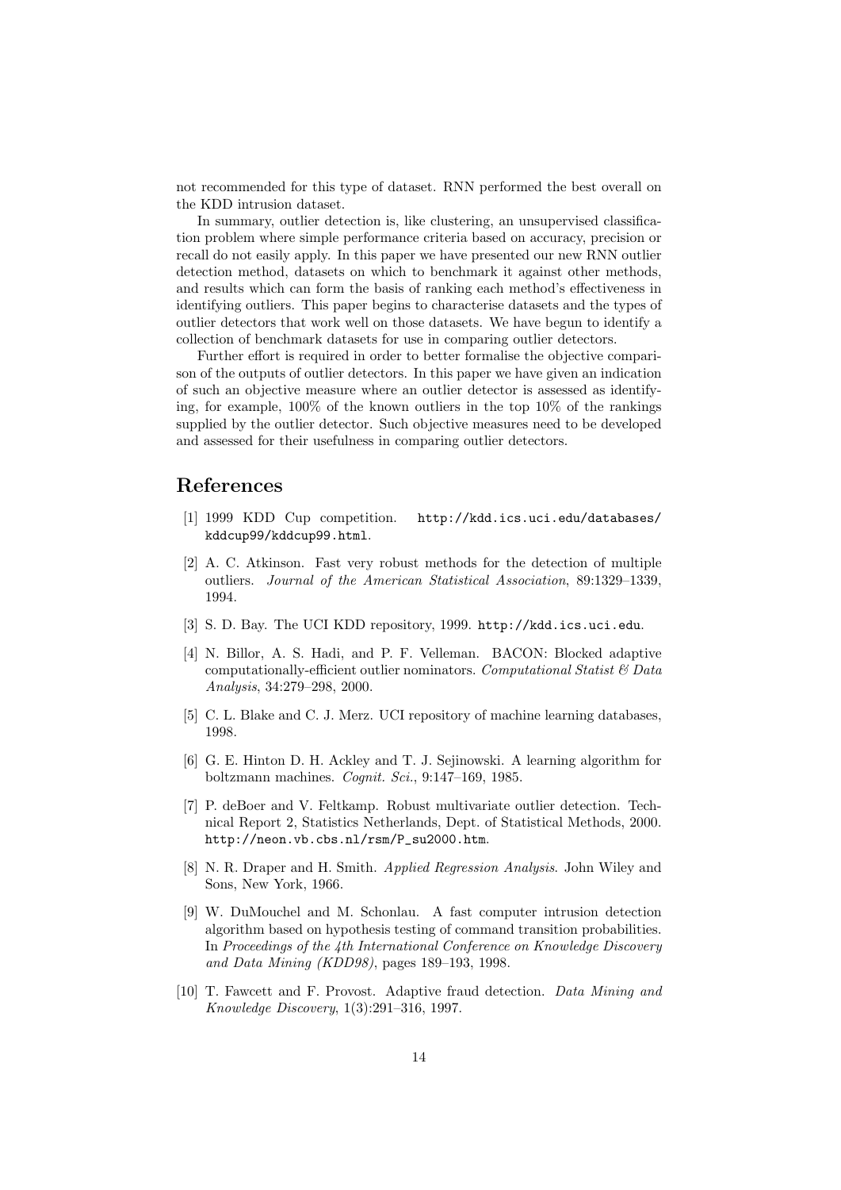not recommended for this type of dataset. RNN performed the best overall on the KDD intrusion dataset.

In summary, outlier detection is, like clustering, an unsupervised classification problem where simple performance criteria based on accuracy, precision or recall do not easily apply. In this paper we have presented our new RNN outlier detection method, datasets on which to benchmark it against other methods, and results which can form the basis of ranking each method's effectiveness in identifying outliers. This paper begins to characterise datasets and the types of outlier detectors that work well on those datasets. We have begun to identify a collection of benchmark datasets for use in comparing outlier detectors.

Further effort is required in order to better formalise the objective comparison of the outputs of outlier detectors. In this paper we have given an indication of such an objective measure where an outlier detector is assessed as identifying, for example, 100% of the known outliers in the top 10% of the rankings supplied by the outlier detector. Such objective measures need to be developed and assessed for their usefulness in comparing outlier detectors.

# References

[1] 1999 KDD Cup competition. `http://kdd.ics.uci.edu/databases/kddcup99/kddcup99.html`.

[2] A. C. Atkinson. Fast very robust methods for the detection of multiple outliers. *Journal of the American Statistical Association*, 89:1329–1339, 1994.

[3] S. D. Bay. The UCI KDD repository, 1999. `http://kdd.ics.uci.edu`.

[4] N. Billor, A. S. Hadi, and P. F. Velleman. BACON: Blocked adaptive computationally-efficient outlier nominators. *Computational Statist & Data Analysis*, 34:279–298, 2000.

[5] C. L. Blake and C. J. Merz. UCI repository of machine learning databases, 1998.

[6] G. E. Hinton D. H. Ackley and T. J. Sejinowski. A learning algorithm for boltzmann machines. *Cognit. Sci.*, 9:147–169, 1985.

[7] P. deBoer and V. Feltkamp. Robust multivariate outlier detection. Technical Report 2, Statistics Netherlands, Dept. of Statistical Methods, 2000. `http://neon.vb.cbs.nl/rsm/P_su2000.htm`.

[8] N. R. Draper and H. Smith. *Applied Regression Analysis*. John Wiley and Sons, New York, 1966.

[9] W. DuMouchel and M. Schonlau. A fast computer intrusion detection algorithm based on hypothesis testing of command transition probabilities. In *Proceedings of the 4th International Conference on Knowledge Discovery and Data Mining (KDD98)*, pages 189–193, 1998.

[10] T. Fawcett and F. Provost. Adaptive fraud detection. *Data Mining and Knowledge Discovery*, 1(3):291–316, 1997.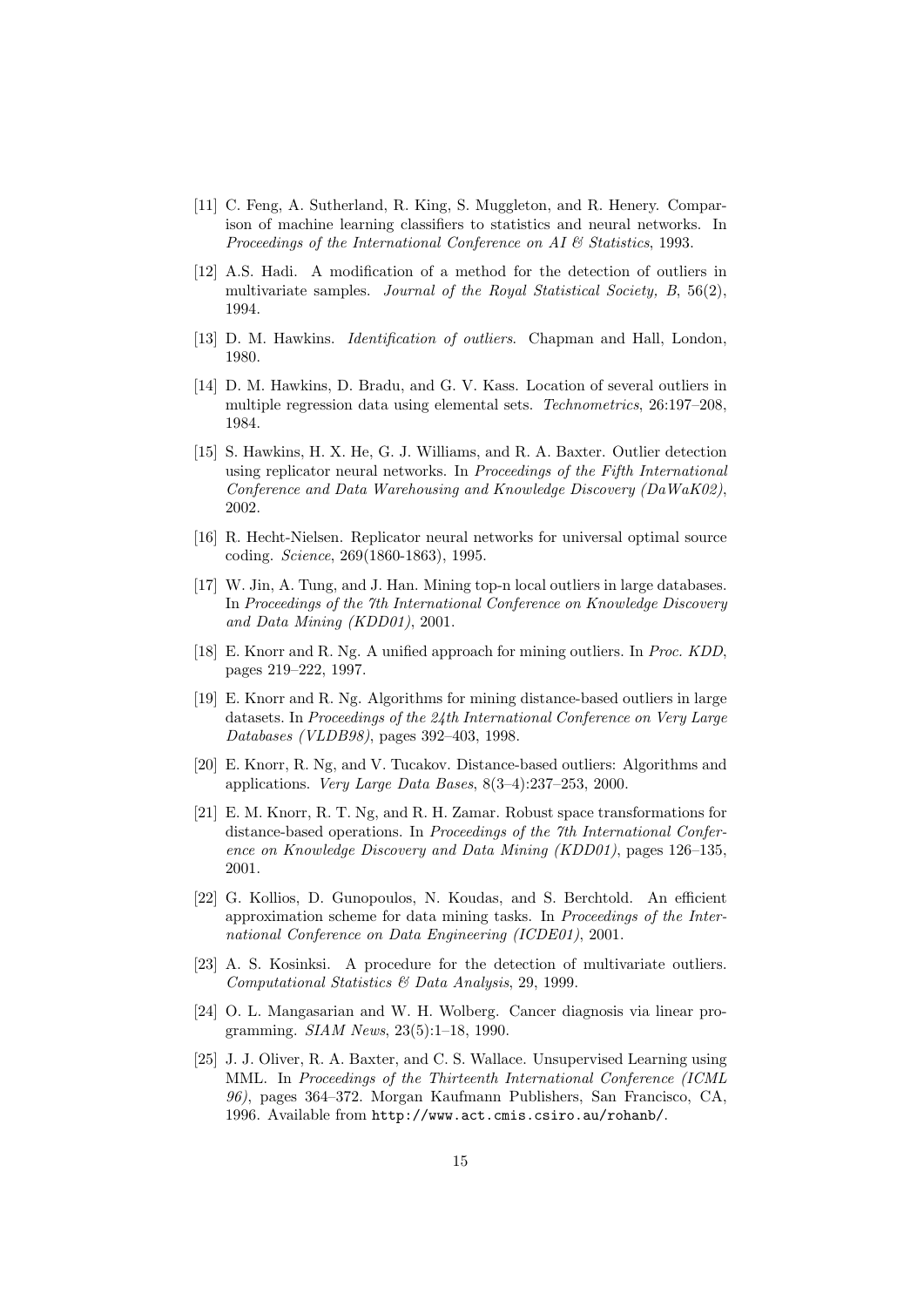[11] C. Feng, A. Sutherland, R. King, S. Muggleton, and R. Henery. Comparison of machine learning classifiers to statistics and neural networks. In *Proceedings of the International Conference on AI & Statistics*, 1993.

[12] A.S. Hadi. A modification of a method for the detection of outliers in multivariate samples. *Journal of the Royal Statistical Society, B*, 56(2), 1994.

[13] D. M. Hawkins. *Identification of outliers*. Chapman and Hall, London, 1980.

[14] D. M. Hawkins, D. Bradu, and G. V. Kass. Location of several outliers in multiple regression data using elemental sets. *Technometrics*, 26:197–208, 1984.

[15] S. Hawkins, H. X. He, G. J. Williams, and R. A. Baxter. Outlier detection using replicator neural networks. In *Proceedings of the Fifth International Conference and Data Warehousing and Knowledge Discovery (DaWaK02)*, 2002.

[16] R. Hecht-Nielsen. Replicator neural networks for universal optimal source coding. *Science*, 269(1860-1863), 1995.

[17] W. Jin, A. Tung, and J. Han. Mining top-n local outliers in large databases. In *Proceedings of the 7th International Conference on Knowledge Discovery and Data Mining (KDD01)*, 2001.

[18] E. Knorr and R. Ng. A unified approach for mining outliers. In *Proc. KDD*, pages 219–222, 1997.

[19] E. Knorr and R. Ng. Algorithms for mining distance-based outliers in large datasets. In *Proceedings of the 24th International Conference on Very Large Databases (VLDB98)*, pages 392–403, 1998.

[20] E. Knorr, R. Ng, and V. Tucakov. Distance-based outliers: Algorithms and applications. *Very Large Data Bases*, 8(3–4):237–253, 2000.

[21] E. M. Knorr, R. T. Ng, and R. H. Zamar. Robust space transformations for distance-based operations. In *Proceedings of the 7th International Conference on Knowledge Discovery and Data Mining (KDD01)*, pages 126–135, 2001.

[22] G. Kollios, D. Gunopoulos, N. Koudas, and S. Berchtold. An efficient approximation scheme for data mining tasks. In *Proceedings of the International Conference on Data Engineering (ICDE01)*, 2001.

[23] A. S. Kosinksi. A procedure for the detection of multivariate outliers. *Computational Statistics & Data Analysis*, 29, 1999.

[24] O. L. Mangasarian and W. H. Wolberg. Cancer diagnosis via linear programming. *SIAM News*, 23(5):1–18, 1990.

[25] J. J. Oliver, R. A. Baxter, and C. S. Wallace. Unsupervised Learning using MML. In *Proceedings of the Thirteenth International Conference (ICML 96)*, pages 364–372. Morgan Kaufmann Publishers, San Francisco, CA, 1996. Available from `http://www.act.cmis.csiro.au/rohanb/`.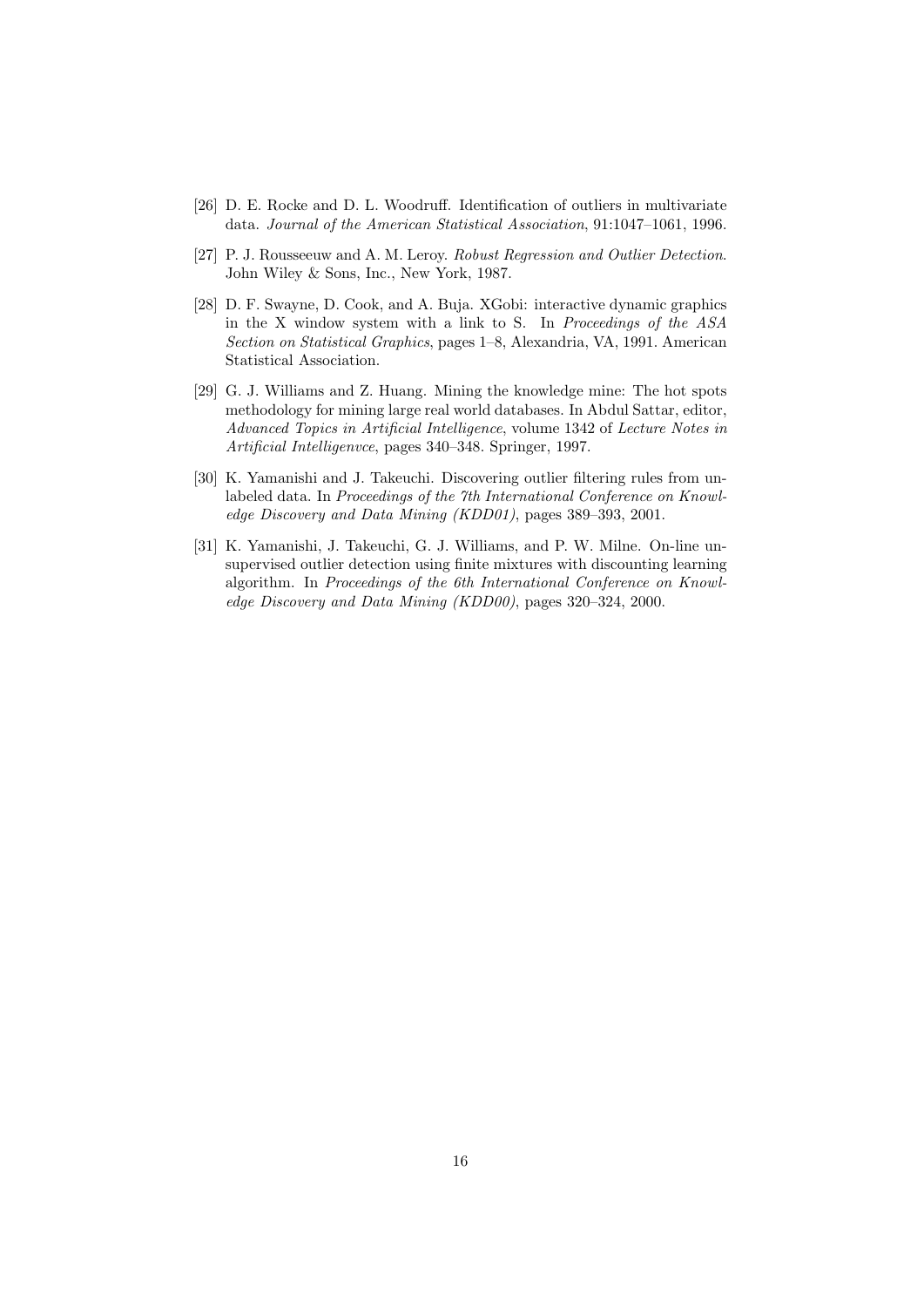[26] D. E. Rocke and D. L. Woodruff. Identification of outliers in multivariate data. *Journal of the American Statistical Association*, 91:1047–1061, 1996.

[27] P. J. Rousseeuw and A. M. Leroy. *Robust Regression and Outlier Detection*. John Wiley & Sons, Inc., New York, 1987.

[28] D. F. Swayne, D. Cook, and A. Buja. XGobi: interactive dynamic graphics in the X window system with a link to S. In *Proceedings of the ASA Section on Statistical Graphics*, pages 1–8, Alexandria, VA, 1991. American Statistical Association.

[29] G. J. Williams and Z. Huang. Mining the knowledge mine: The hot spots methodology for mining large real world databases. In Abdul Sattar, editor, *Advanced Topics in Artificial Intelligence*, volume 1342 of *Lecture Notes in Artificial Intelligenvce*, pages 340–348. Springer, 1997.

[30] K. Yamanishi and J. Takeuchi. Discovering outlier filtering rules from unlabeled data. In *Proceedings of the 7th International Conference on Knowledge Discovery and Data Mining (KDD01)*, pages 389–393, 2001.

[31] K. Yamanishi, J. Takeuchi, G. J. Williams, and P. W. Milne. On-line unsupervised outlier detection using finite mixtures with discounting learning algorithm. In *Proceedings of the 6th International Conference on Knowledge Discovery and Data Mining (KDD00)*, pages 320–324, 2000.